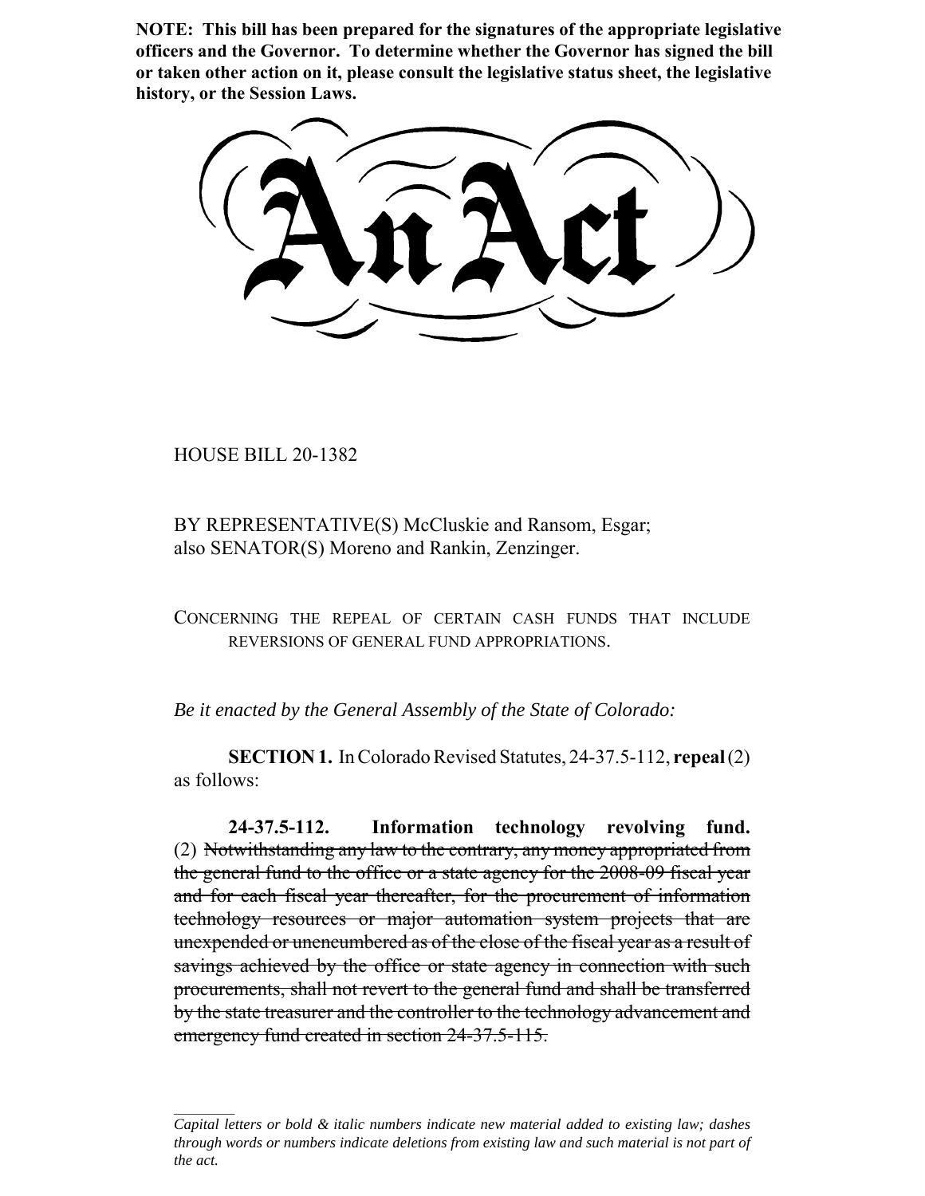**NOTE: This bill has been prepared for the signatures of the appropriate legislative officers and the Governor. To determine whether the Governor has signed the bill or taken other action on it, please consult the legislative status sheet, the legislative history, or the Session Laws.**

# An Act

HOUSE BILL 20-1382

BY REPRESENTATIVE(S) McCluskie and Ransom, Esgar;
also SENATOR(S) Moreno and Rankin, Zenzinger.

CONCERNING THE REPEAL OF CERTAIN CASH FUNDS THAT INCLUDE REVERSIONS OF GENERAL FUND APPROPRIATIONS.

*Be it enacted by the General Assembly of the State of Colorado:*

**SECTION 1.** In Colorado Revised Statutes, 24-37.5-112, **repeal** (2) as follows:

**24-37.5-112. Information technology revolving fund.** (2) ~~Notwithstanding any law to the contrary, any money appropriated from the general fund to the office or a state agency for the 2008-09 fiscal year and for each fiscal year thereafter, for the procurement of information technology resources or major automation system projects that are unexpended or unencumbered as of the close of the fiscal year as a result of savings achieved by the office or state agency in connection with such procurements, shall not revert to the general fund and shall be transferred by the state treasurer and the controller to the technology advancement and emergency fund created in section 24-37.5-115.~~

________

*Capital letters or bold & italic numbers indicate new material added to existing law; dashes through words or numbers indicate deletions from existing law and such material is not part of the act.*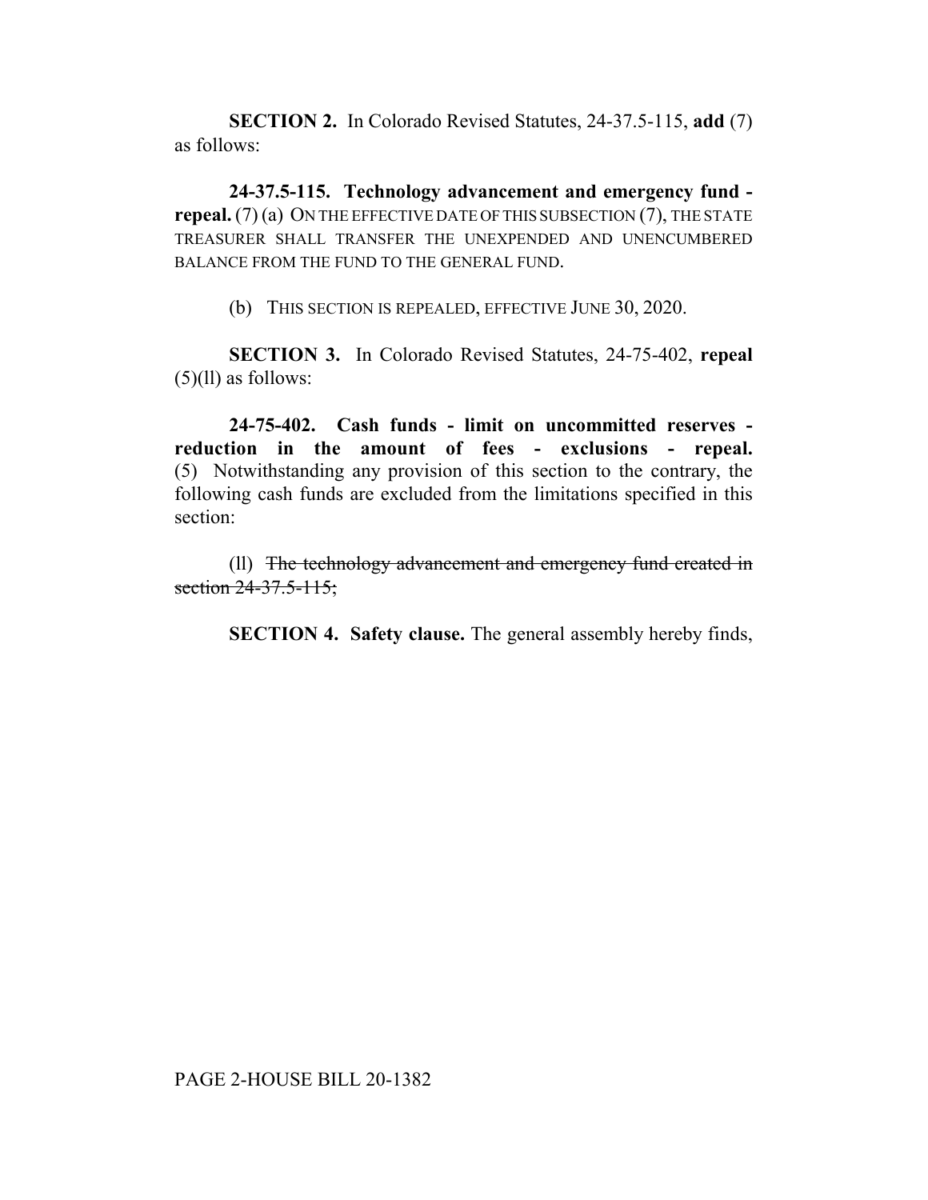**SECTION 2.** In Colorado Revised Statutes, 24-37.5-115, **add** (7) as follows:

**24-37.5-115. Technology advancement and emergency fund - repeal.** (7) (a) ON THE EFFECTIVE DATE OF THIS SUBSECTION (7), THE STATE TREASURER SHALL TRANSFER THE UNEXPENDED AND UNENCUMBERED BALANCE FROM THE FUND TO THE GENERAL FUND.

(b) THIS SECTION IS REPEALED, EFFECTIVE JUNE 30, 2020.

**SECTION 3.** In Colorado Revised Statutes, 24-75-402, **repeal** (5)(ll) as follows:

**24-75-402. Cash funds - limit on uncommitted reserves - reduction in the amount of fees - exclusions - repeal.** (5) Notwithstanding any provision of this section to the contrary, the following cash funds are excluded from the limitations specified in this section:

(ll) ~~The technology advancement and emergency fund created in section 24-37.5-115;~~

**SECTION 4. Safety clause.** The general assembly hereby finds,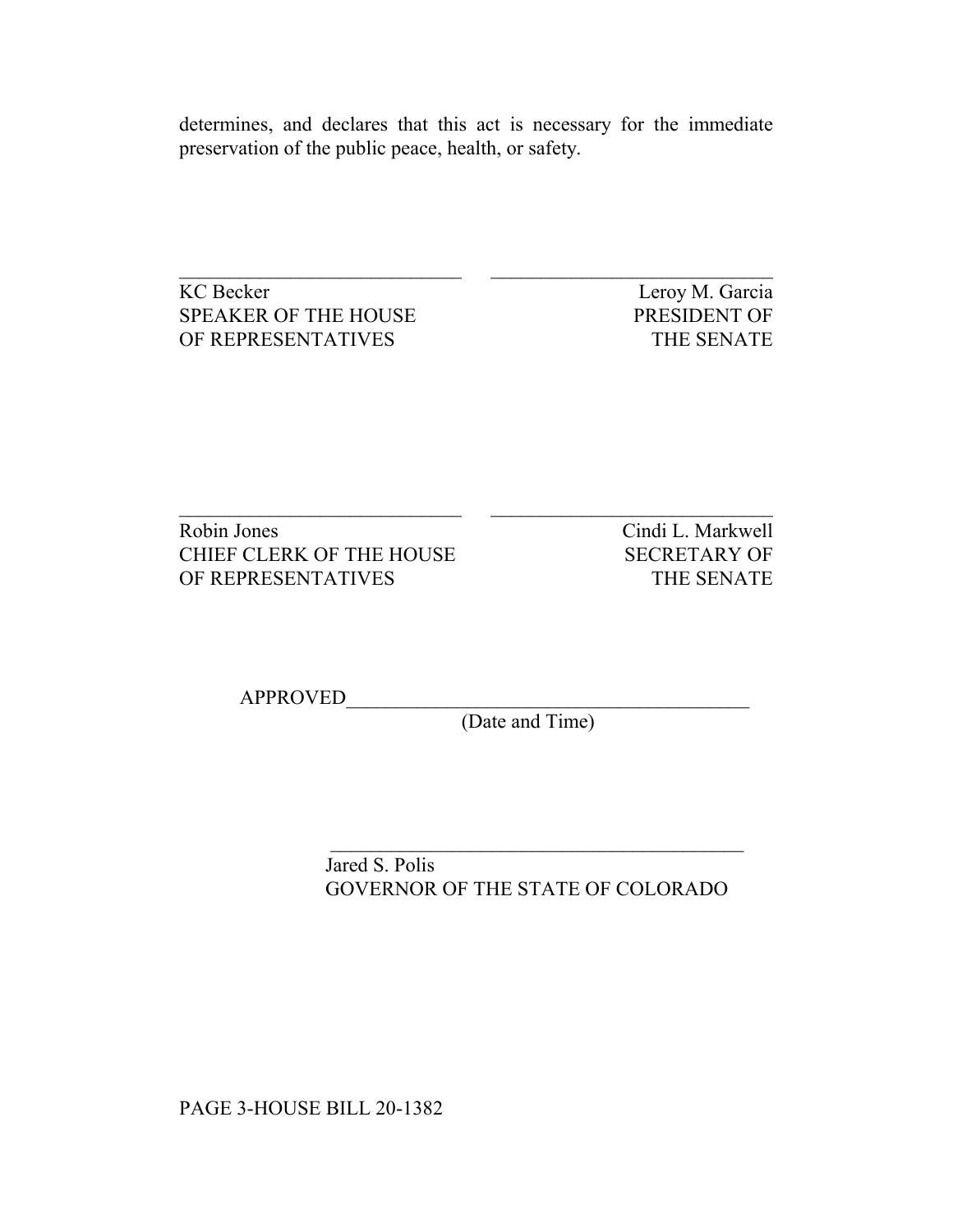determines, and declares that this act is necessary for the immediate preservation of the public peace, health, or safety.

| | |
|---|---|
| \_\_\_\_\_\_\_\_\_\_\_\_\_\_\_\_\_\_\_\_\_\_\_\_\_\_\_\_ | \_\_\_\_\_\_\_\_\_\_\_\_\_\_\_\_\_\_\_\_\_\_\_\_\_\_\_\_ |
| KC Becker | Leroy M. Garcia |
| SPEAKER OF THE HOUSE OF REPRESENTATIVES | PRESIDENT OF THE SENATE |

| | |
|---|---|
| \_\_\_\_\_\_\_\_\_\_\_\_\_\_\_\_\_\_\_\_\_\_\_\_\_\_\_\_ | \_\_\_\_\_\_\_\_\_\_\_\_\_\_\_\_\_\_\_\_\_\_\_\_\_\_\_\_ |
| Robin Jones | Cindi L. Markwell |
| CHIEF CLERK OF THE HOUSE OF REPRESENTATIVES | SECRETARY OF THE SENATE |

APPROVED\_\_\_\_\_\_\_\_\_\_\_\_\_\_\_\_\_\_\_\_\_\_\_\_\_\_\_\_\_\_\_\_\_\_\_\_\_\_\_\_

(Date and Time)

\_\_\_\_\_\_\_\_\_\_\_\_\_\_\_\_\_\_\_\_\_\_\_\_\_\_\_\_\_\_\_\_\_\_\_\_\_\_\_\_

Jared S. Polis

GOVERNOR OF THE STATE OF COLORADO

PAGE 3-HOUSE BILL 20-1382